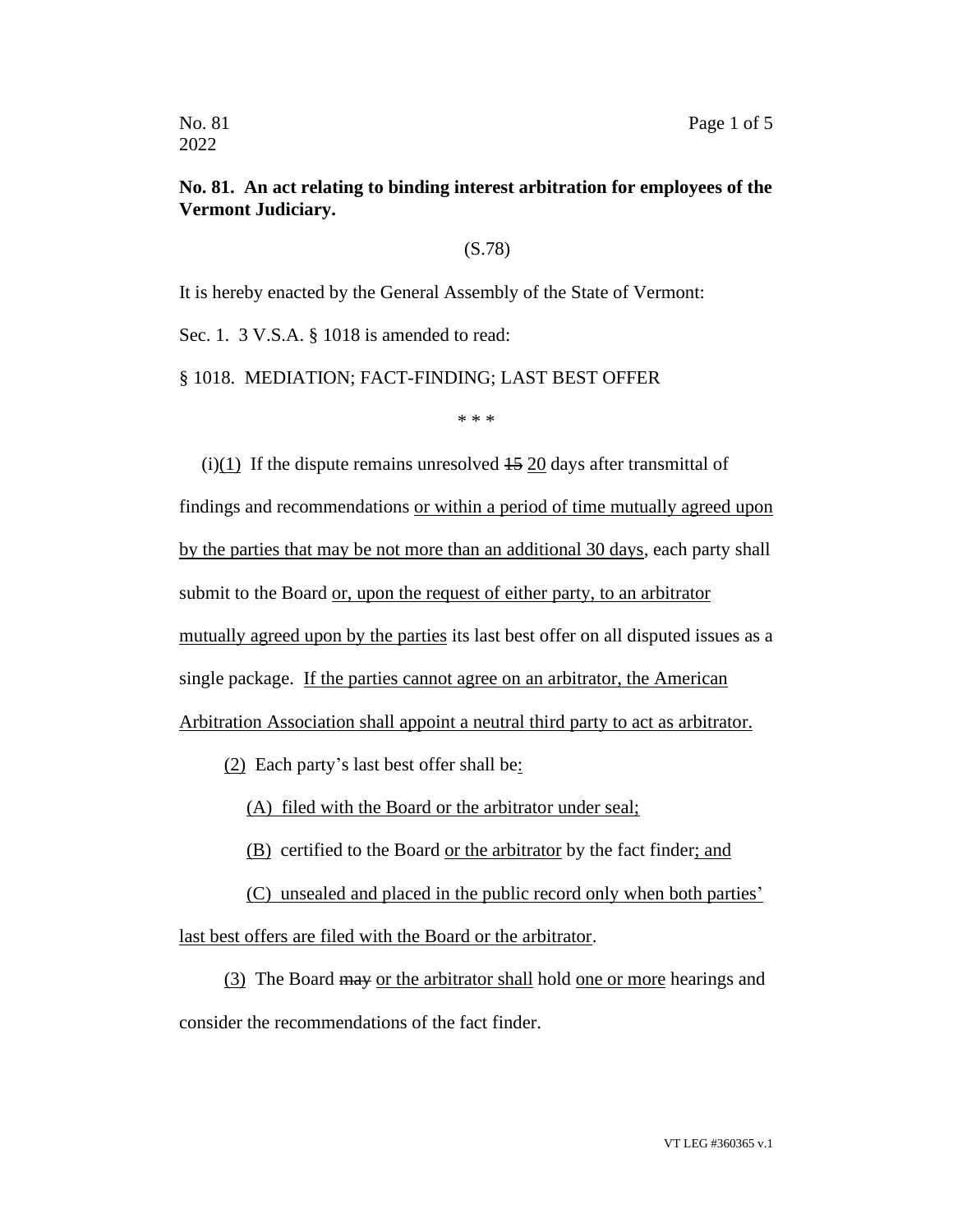**No. 81. An act relating to binding interest arbitration for employees of the Vermont Judiciary.**

(S.78)

It is hereby enacted by the General Assembly of the State of Vermont:

Sec. 1. 3 V.S.A. § 1018 is amended to read:

§ 1018. MEDIATION; FACT-FINDING; LAST BEST OFFER

\* \* \*

(i)<u>(1)</u> If the dispute remains unresolved ~~15~~ <u>20</u> days after transmittal of findings and recommendations <u>or within a period of time mutually agreed upon by the parties that may be not more than an additional 30 days</u>, each party shall submit to the Board <u>or, upon the request of either party, to an arbitrator mutually agreed upon by the parties</u> its last best offer on all disputed issues as a single package. <u>If the parties cannot agree on an arbitrator, the American Arbitration Association shall appoint a neutral third party to act as arbitrator.</u>

<u>(2)</u> Each party's last best offer shall be<u>:</u>

<u>(A) filed with the Board or the arbitrator under seal;</u>

<u>(B)</u> certified to the Board <u>or the arbitrator</u> by the fact finder<u>; and</u>

<u>(C) unsealed and placed in the public record only when both parties' last best offers are filed with the Board or the arbitrator</u>.

<u>(3)</u> The Board ~~may~~ <u>or the arbitrator shall</u> hold <u>one or more</u> hearings and consider the recommendations of the fact finder.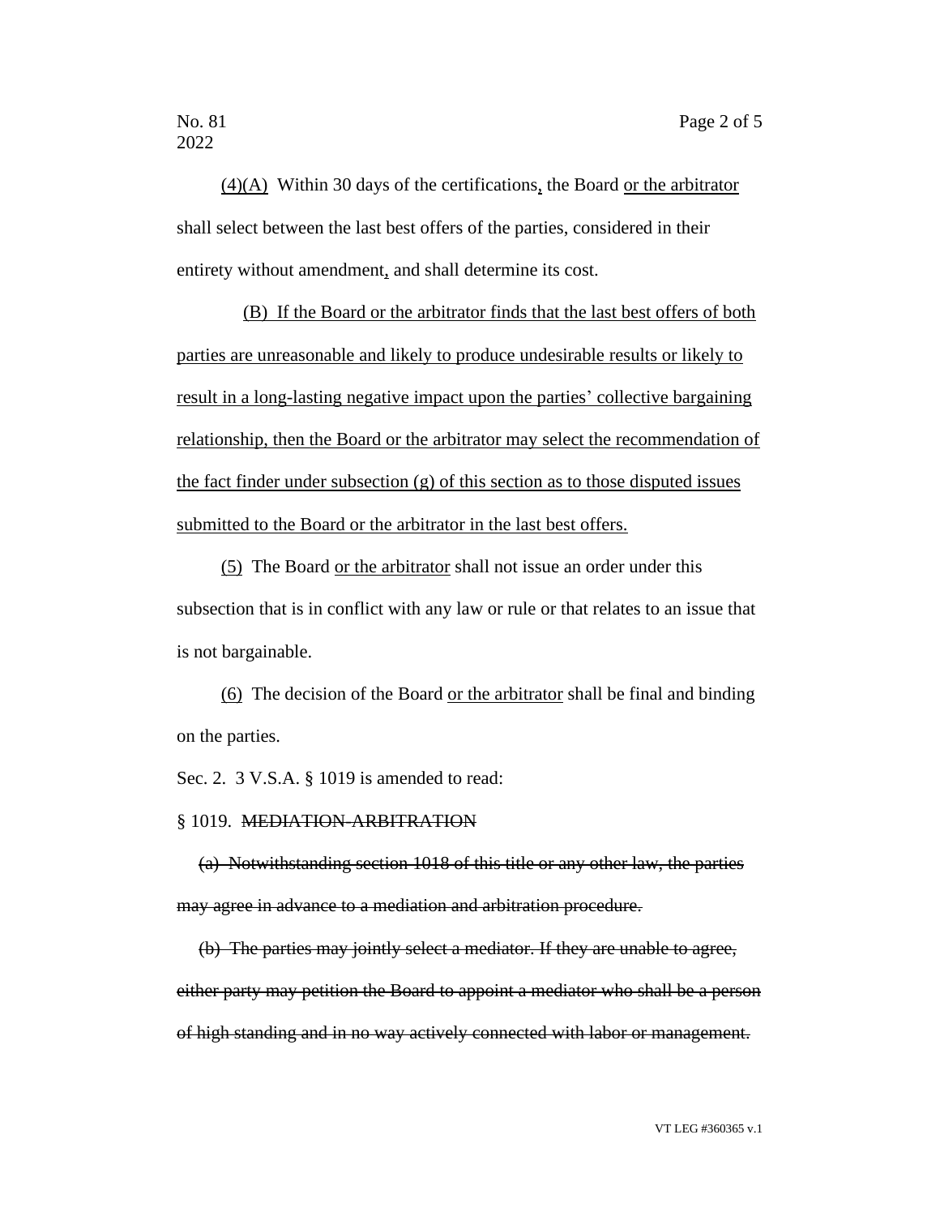(4)(A) Within 30 days of the certifications, the Board or the arbitrator shall select between the last best offers of the parties, considered in their entirety without amendment, and shall determine its cost.

(B) If the Board or the arbitrator finds that the last best offers of both parties are unreasonable and likely to produce undesirable results or likely to result in a long-lasting negative impact upon the parties' collective bargaining relationship, then the Board or the arbitrator may select the recommendation of the fact finder under subsection (g) of this section as to those disputed issues submitted to the Board or the arbitrator in the last best offers.

(5) The Board or the arbitrator shall not issue an order under this subsection that is in conflict with any law or rule or that relates to an issue that is not bargainable.

(6) The decision of the Board or the arbitrator shall be final and binding on the parties.

Sec. 2. 3 V.S.A. § 1019 is amended to read:

§ 1019. ~~MEDIATION-ARBITRATION~~

~~(a) Notwithstanding section 1018 of this title or any other law, the parties may agree in advance to a mediation and arbitration procedure.~~

~~(b) The parties may jointly select a mediator. If they are unable to agree, either party may petition the Board to appoint a mediator who shall be a person of high standing and in no way actively connected with labor or management.~~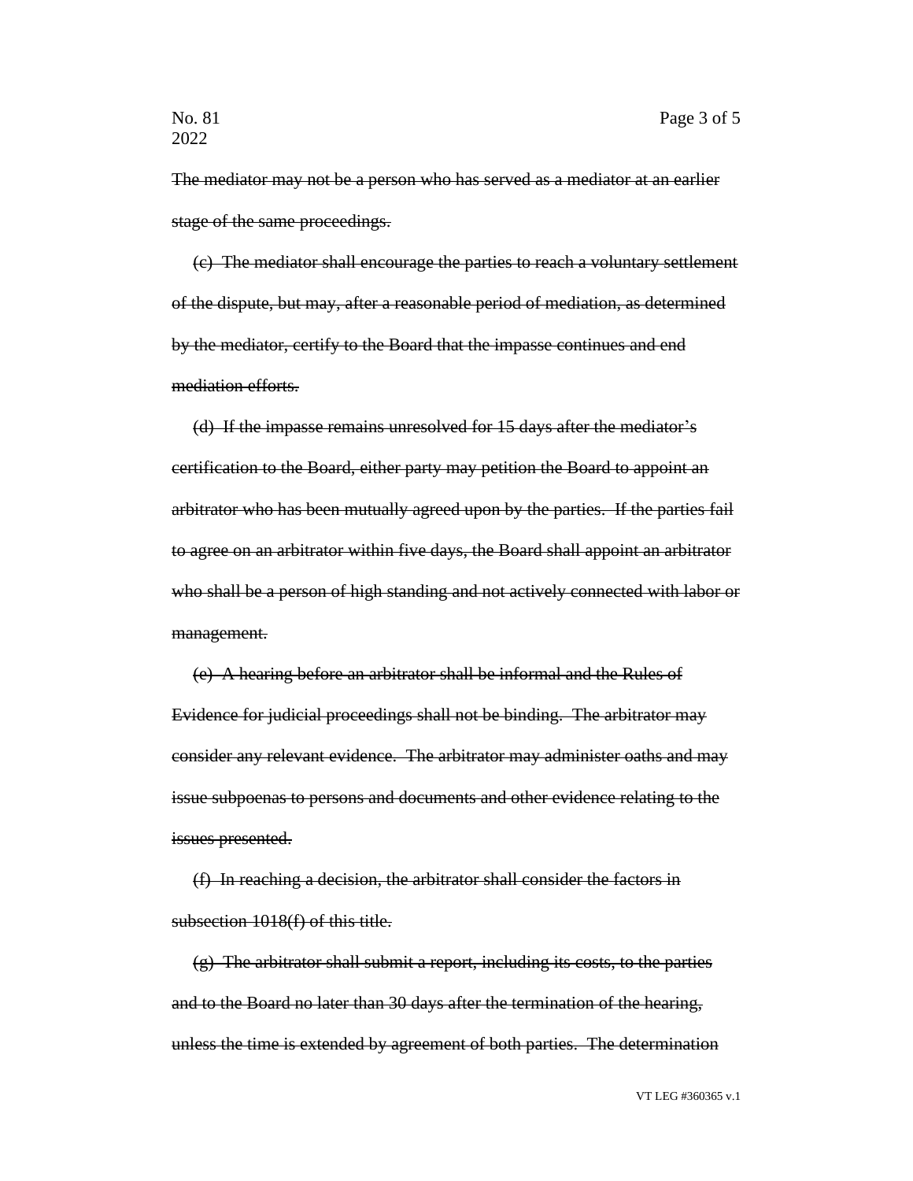~~The mediator may not be a person who has served as a mediator at an earlier stage of the same proceedings.~~

~~(c) The mediator shall encourage the parties to reach a voluntary settlement of the dispute, but may, after a reasonable period of mediation, as determined by the mediator, certify to the Board that the impasse continues and end mediation efforts.~~

~~(d) If the impasse remains unresolved for 15 days after the mediator's certification to the Board, either party may petition the Board to appoint an arbitrator who has been mutually agreed upon by the parties. If the parties fail to agree on an arbitrator within five days, the Board shall appoint an arbitrator who shall be a person of high standing and not actively connected with labor or management.~~

~~(e) A hearing before an arbitrator shall be informal and the Rules of Evidence for judicial proceedings shall not be binding. The arbitrator may consider any relevant evidence. The arbitrator may administer oaths and may issue subpoenas to persons and documents and other evidence relating to the issues presented.~~

~~(f) In reaching a decision, the arbitrator shall consider the factors in subsection 1018(f) of this title.~~

~~(g) The arbitrator shall submit a report, including its costs, to the parties and to the Board no later than 30 days after the termination of the hearing, unless the time is extended by agreement of both parties. The determination~~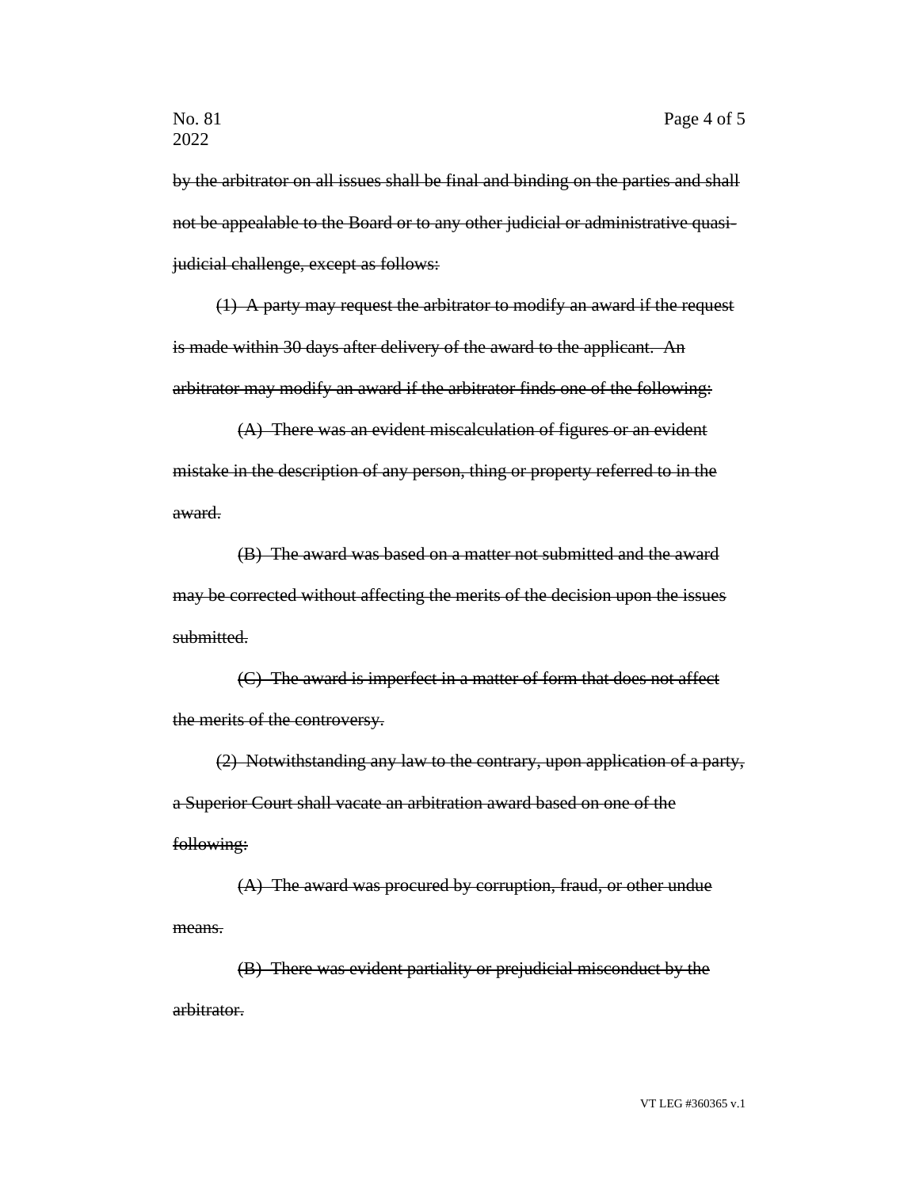~~by the arbitrator on all issues shall be final and binding on the parties and shall not be appealable to the Board or to any other judicial or administrative quasi-judicial challenge, except as follows:~~

~~(1) A party may request the arbitrator to modify an award if the request is made within 30 days after delivery of the award to the applicant. An arbitrator may modify an award if the arbitrator finds one of the following:~~

~~(A) There was an evident miscalculation of figures or an evident mistake in the description of any person, thing or property referred to in the award.~~

~~(B) The award was based on a matter not submitted and the award may be corrected without affecting the merits of the decision upon the issues submitted.~~

~~(C) The award is imperfect in a matter of form that does not affect the merits of the controversy.~~

~~(2) Notwithstanding any law to the contrary, upon application of a party, a Superior Court shall vacate an arbitration award based on one of the following:~~

~~(A) The award was procured by corruption, fraud, or other undue means.~~

~~(B) There was evident partiality or prejudicial misconduct by the arbitrator.~~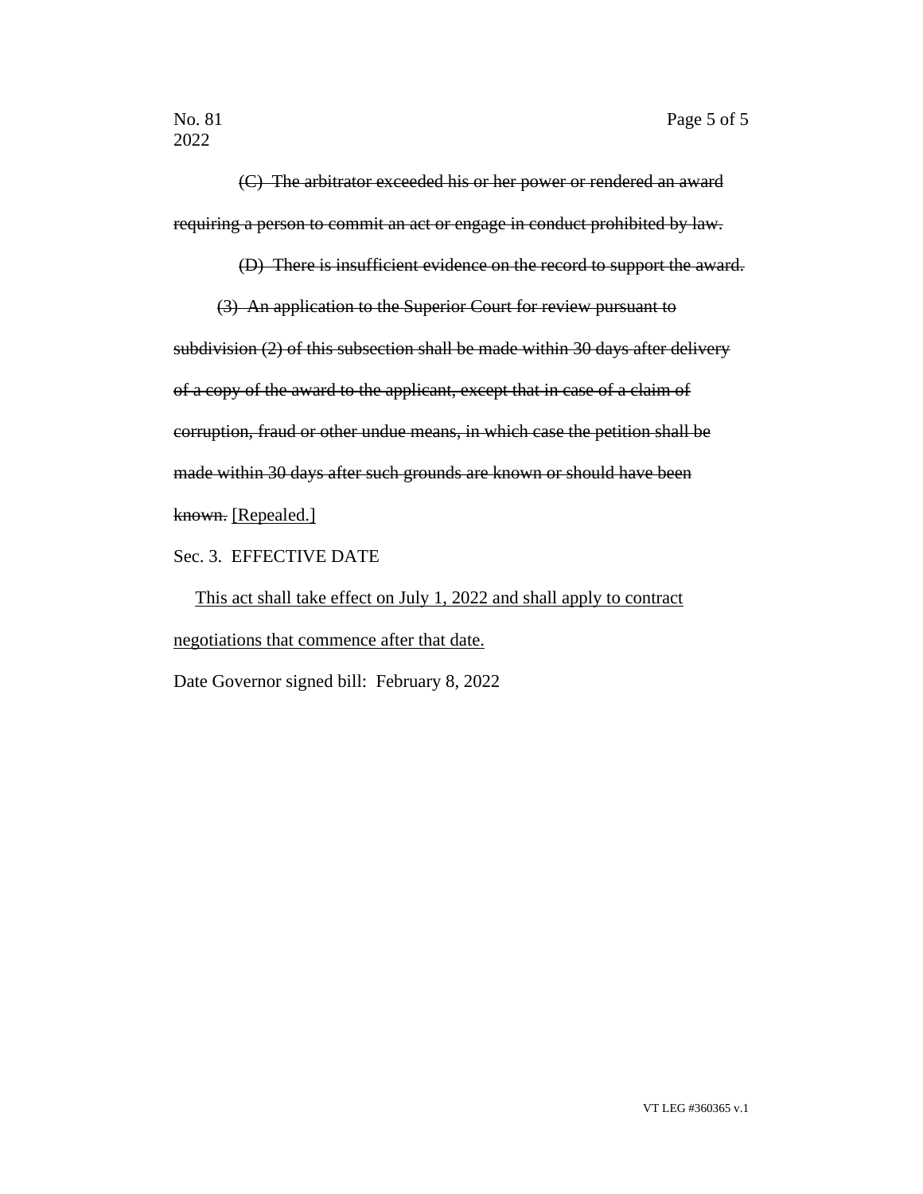~~(C) The arbitrator exceeded his or her power or rendered an award requiring a person to commit an act or engage in conduct prohibited by law.~~

~~(D) There is insufficient evidence on the record to support the award.~~

~~(3) An application to the Superior Court for review pursuant to subdivision (2) of this subsection shall be made within 30 days after delivery of a copy of the award to the applicant, except that in case of a claim of corruption, fraud or other undue means, in which case the petition shall be made within 30 days after such grounds are known or should have been known.~~ <u>[Repealed.]</u>

Sec. 3. EFFECTIVE DATE

<u>This act shall take effect on July 1, 2022 and shall apply to contract negotiations that commence after that date.</u>

Date Governor signed bill: February 8, 2022